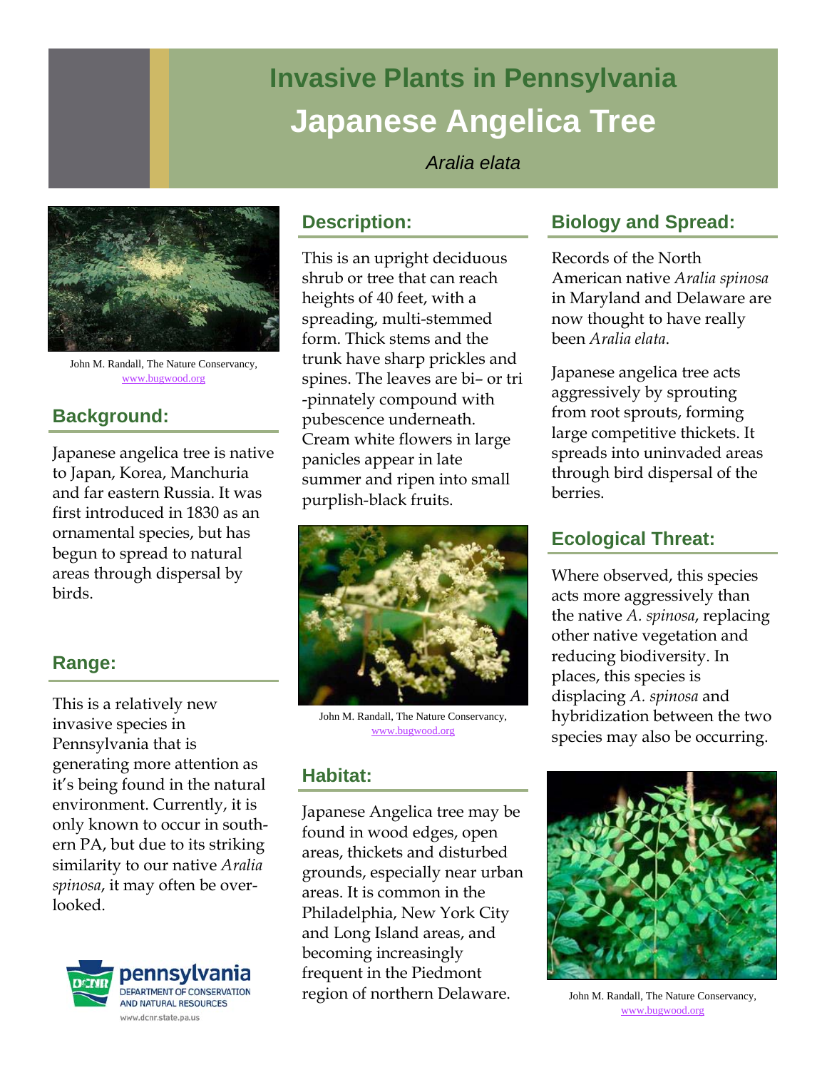# Invasive Plants in Pennsylvania

# Japanese Angelica Tree

*Aralia elata*

John M. Randall, The Nature Conservancy, www.bugwood.org

## Background:

Japanese angelica tree is native to Japan, Korea, Manchuria and far eastern Russia. It was first introduced in 1830 as an ornamental species, but has begun to spread to natural areas through dispersal by birds.

## Range:

This is a relatively new invasive species in Pennsylvania that is generating more attention as it's being found in the natural environment. Currently, it is only known to occur in southern PA, but due to its striking similarity to our native *Aralia spinosa*, it may often be overlooked.

## Description:

This is an upright deciduous shrub or tree that can reach heights of 40 feet, with a spreading, multi-stemmed form. Thick stems and the trunk have sharp prickles and spines. The leaves are bi- or tri-pinnately compound with pubescence underneath. Cream white flowers in large panicles appear in late summer and ripen into small purplish-black fruits.

John M. Randall, The Nature Conservancy, www.bugwood.org

## Habitat:

Japanese Angelica tree may be found in wood edges, open areas, thickets and disturbed grounds, especially near urban areas. It is common in the Philadelphia, New York City and Long Island areas, and becoming increasingly frequent in the Piedmont region of northern Delaware.

## Biology and Spread:

Records of the North American native *Aralia spinosa* in Maryland and Delaware are now thought to have really been *Aralia elata*.

Japanese angelica tree acts aggressively by sprouting from root sprouts, forming large competitive thickets. It spreads into uninvaded areas through bird dispersal of the berries.

## Ecological Threat:

Where observed, this species acts more aggressively than the native *A. spinosa*, replacing other native vegetation and reducing biodiversity. In places, this species is displacing *A. spinosa* and hybridization between the two species may also be occurring.

John M. Randall, The Nature Conservancy, www.bugwood.org

pennsylvania DEPARTMENT OF CONSERVATION AND NATURAL RESOURCES

www.dcnr.state.pa.us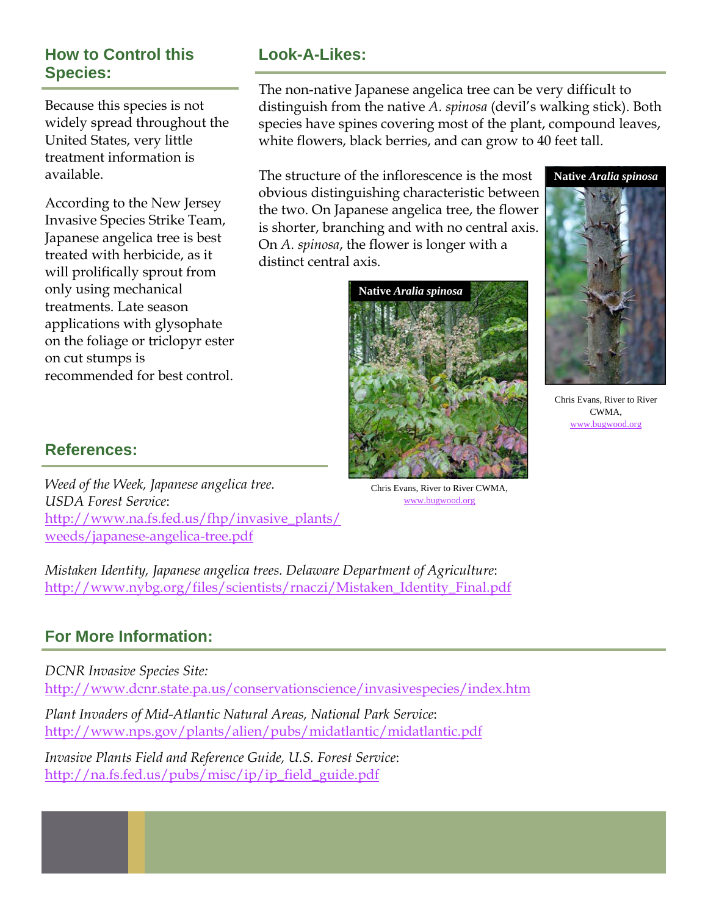## How to Control this Species:

Because this species is not widely spread throughout the United States, very little treatment information is available.

According to the New Jersey Invasive Species Strike Team, Japanese angelica tree is best treated with herbicide, as it will prolifically sprout from only using mechanical treatments. Late season applications with glysophate on the foliage or triclopyr ester on cut stumps is recommended for best control.

## Look-A-Likes:

The non-native Japanese angelica tree can be very difficult to distinguish from the native *A. spinosa* (devil's walking stick). Both species have spines covering most of the plant, compound leaves, white flowers, black berries, and can grow to 40 feet tall.

The structure of the inflorescence is the most obvious distinguishing characteristic between the two. On Japanese angelica tree, the flower is shorter, branching and with no central axis. On *A. spinosa*, the flower is longer with a distinct central axis.

**Native *Aralia spinosa***

Chris Evans, River to River CWMA, www.bugwood.org

**Native *Aralia spinosa***

Chris Evans, River to River CWMA, www.bugwood.org

## References:

*Weed of the Week, Japanese angelica tree. USDA Forest Service*: http://www.na.fs.fed.us/fhp/invasive_plants/weeds/japanese-angelica-tree.pdf

*Mistaken Identity, Japanese angelica trees. Delaware Department of Agriculture*: http://www.nybg.org/files/scientists/rnaczi/Mistaken_Identity_Final.pdf

## For More Information:

*DCNR Invasive Species Site:*
http://www.dcnr.state.pa.us/conservationscience/invasivespecies/index.htm

*Plant Invaders of Mid-Atlantic Natural Areas, National Park Service*:
http://www.nps.gov/plants/alien/pubs/midatlantic/midatlantic.pdf

*Invasive Plants Field and Reference Guide, U.S. Forest Service*:
http://na.fs.fed.us/pubs/misc/ip/ip_field_guide.pdf